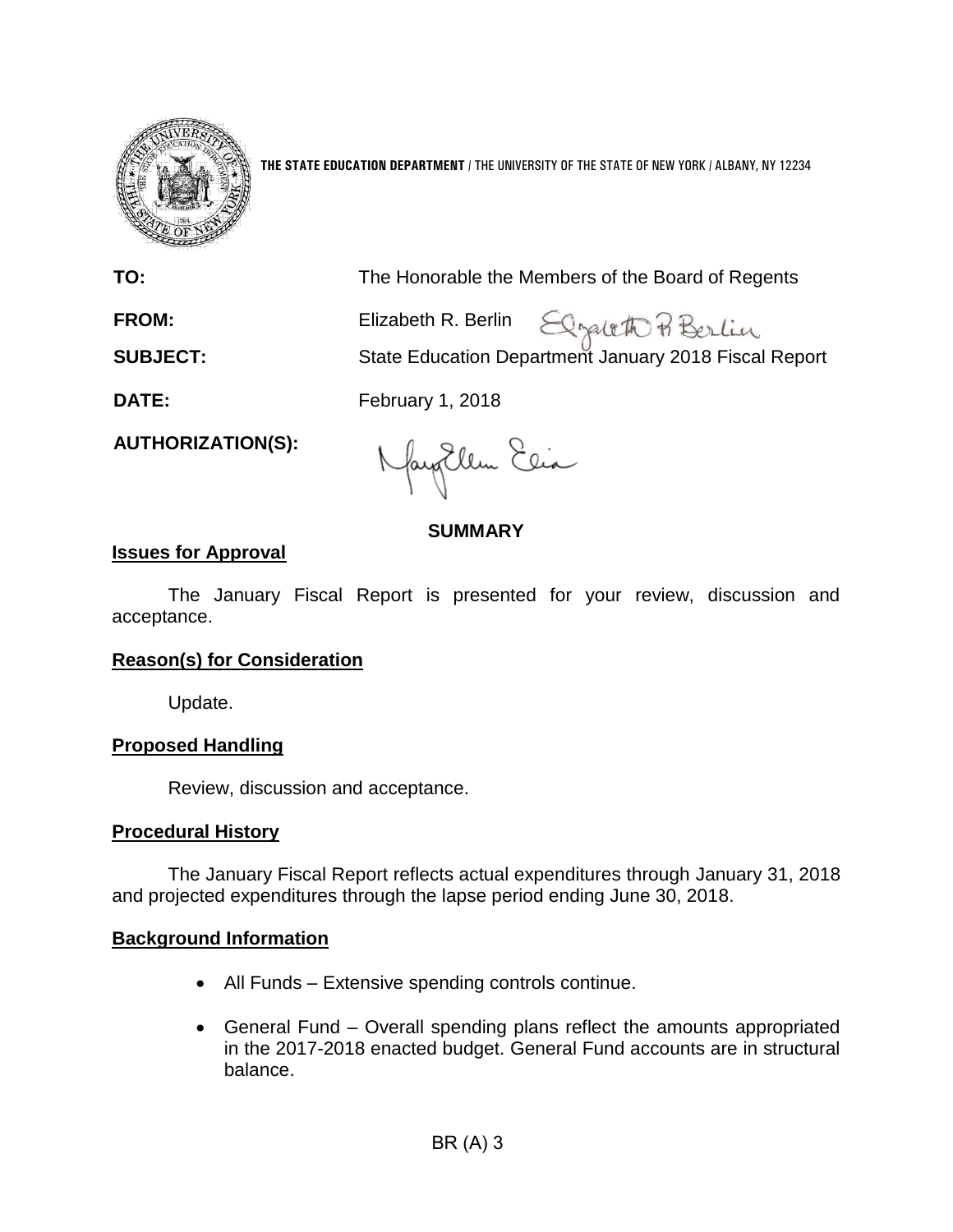**THE STATE EDUCATION DEPARTMENT** / THE UNIVERSITY OF THE STATE OF NEW YORK / ALBANY, NY 12234

| | |
|---|---|
| **TO:** | The Honorable the Members of the Board of Regents |
| **FROM:** | Elizabeth R. Berlin |
| **SUBJECT:** | State Education Department January 2018 Fiscal Report |
| **DATE:** | February 1, 2018 |
| **AUTHORIZATION(S):** | |

## SUMMARY

### Issues for Approval

The January Fiscal Report is presented for your review, discussion and acceptance.

### Reason(s) for Consideration

Update.

### Proposed Handling

Review, discussion and acceptance.

### Procedural History

The January Fiscal Report reflects actual expenditures through January 31, 2018 and projected expenditures through the lapse period ending June 30, 2018.

### Background Information

- All Funds – Extensive spending controls continue.
- General Fund – Overall spending plans reflect the amounts appropriated in the 2017-2018 enacted budget. General Fund accounts are in structural balance.

BR (A) 3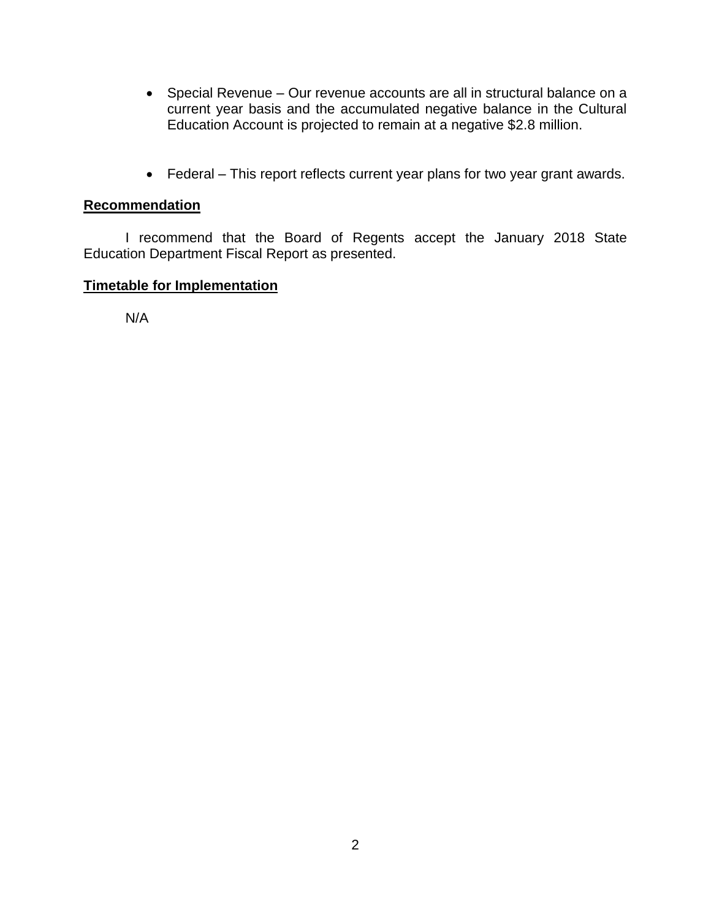- Special Revenue – Our revenue accounts are all in structural balance on a current year basis and the accumulated negative balance in the Cultural Education Account is projected to remain at a negative $2.8 million.

- Federal – This report reflects current year plans for two year grant awards.

## Recommendation

I recommend that the Board of Regents accept the January 2018 State Education Department Fiscal Report as presented.

## Timetable for Implementation

N/A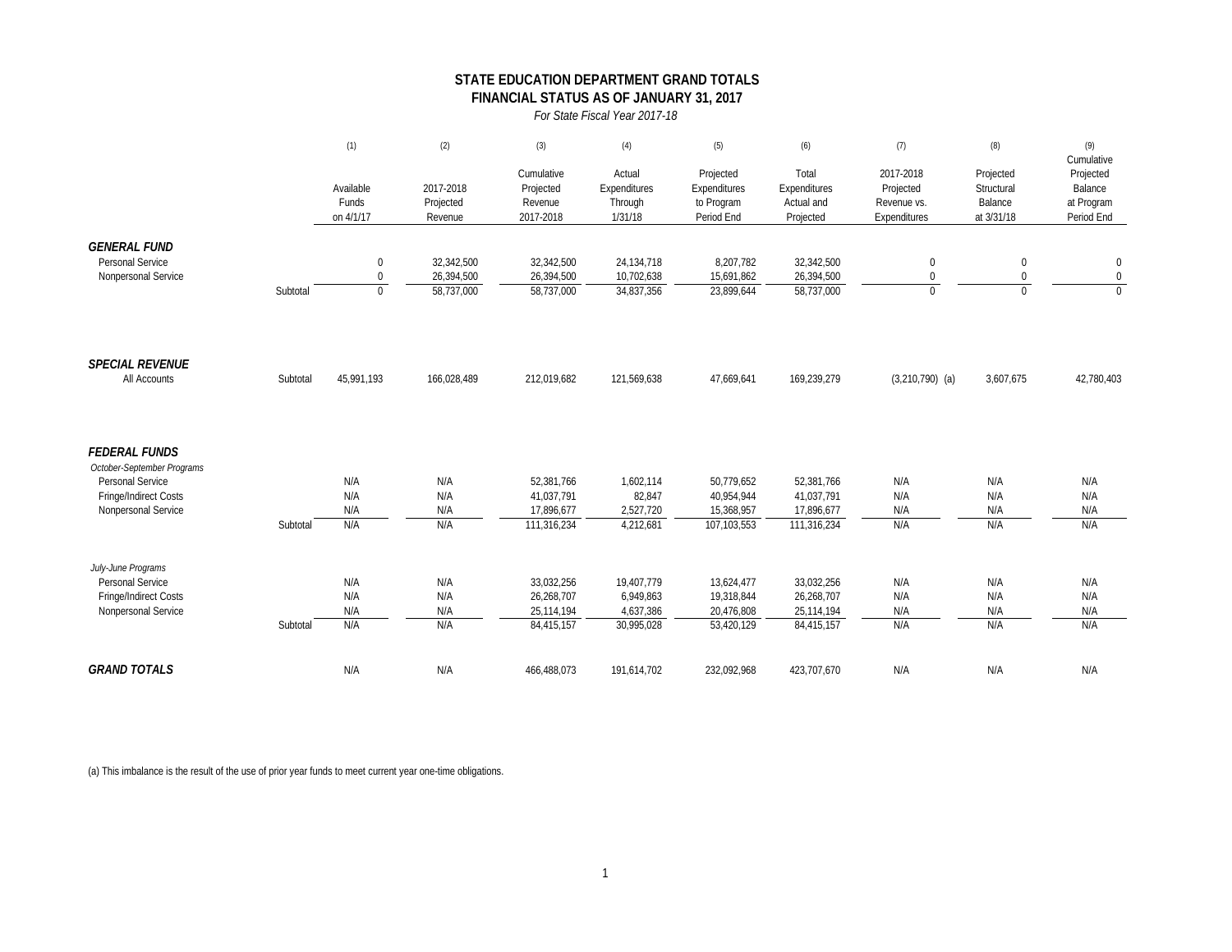# STATE EDUCATION DEPARTMENT GRAND TOTALS

## FINANCIAL STATUS AS OF JANUARY 31, 2017

*For State Fiscal Year 2017-18*

| | | (1) | (2) | (3) | (4) | (5) | (6) | (7) | (8) | (9) |
|---|---|---|---|---|---|---|---|---|---|---|
| | | Available Funds on 4/1/17 | 2017-2018 Projected Revenue | Cumulative Projected Revenue 2017-2018 | Actual Expenditures Through 1/31/18 | Projected Expenditures to Program Period End | Total Expenditures Actual and Projected | 2017-2018 Projected Revenue vs. Expenditures | Projected Structural Balance at 3/31/18 | Cumulative Projected Balance at Program Period End |
| ***GENERAL FUND*** | | | | | | | | | | |
| Personal Service | | 0 | 32,342,500 | 32,342,500 | 24,134,718 | 8,207,782 | 32,342,500 | 0 | 0 | 0 |
| Nonpersonal Service | | 0 | 26,394,500 | 26,394,500 | 10,702,638 | 15,691,862 | 26,394,500 | 0 | 0 | 0 |
| | Subtotal | 0 | 58,737,000 | 58,737,000 | 34,837,356 | 23,899,644 | 58,737,000 | 0 | 0 | 0 |
| ***SPECIAL REVENUE*** | | | | | | | | | | |
| All Accounts | Subtotal | 45,991,193 | 166,028,489 | 212,019,682 | 121,569,638 | 47,669,641 | 169,239,279 | (3,210,790) (a) | 3,607,675 | 42,780,403 |
| ***FEDERAL FUNDS*** | | | | | | | | | | |
| *October-September Programs* | | | | | | | | | | |
| Personal Service | | N/A | N/A | 52,381,766 | 1,602,114 | 50,779,652 | 52,381,766 | N/A | N/A | N/A |
| Fringe/Indirect Costs | | N/A | N/A | 41,037,791 | 82,847 | 40,954,944 | 41,037,791 | N/A | N/A | N/A |
| Nonpersonal Service | | N/A | N/A | 17,896,677 | 2,527,720 | 15,368,957 | 17,896,677 | N/A | N/A | N/A |
| | Subtotal | N/A | N/A | 111,316,234 | 4,212,681 | 107,103,553 | 111,316,234 | N/A | N/A | N/A |
| *July-June Programs* | | | | | | | | | | |
| Personal Service | | N/A | N/A | 33,032,256 | 19,407,779 | 13,624,477 | 33,032,256 | N/A | N/A | N/A |
| Fringe/Indirect Costs | | N/A | N/A | 26,268,707 | 6,949,863 | 19,318,844 | 26,268,707 | N/A | N/A | N/A |
| Nonpersonal Service | | N/A | N/A | 25,114,194 | 4,637,386 | 20,476,808 | 25,114,194 | N/A | N/A | N/A |
| | Subtotal | N/A | N/A | 84,415,157 | 30,995,028 | 53,420,129 | 84,415,157 | N/A | N/A | N/A |
| ***GRAND TOTALS*** | | N/A | N/A | 466,488,073 | 191,614,702 | 232,092,968 | 423,707,670 | N/A | N/A | N/A |

(a) This imbalance is the result of the use of prior year funds to meet current year one-time obligations.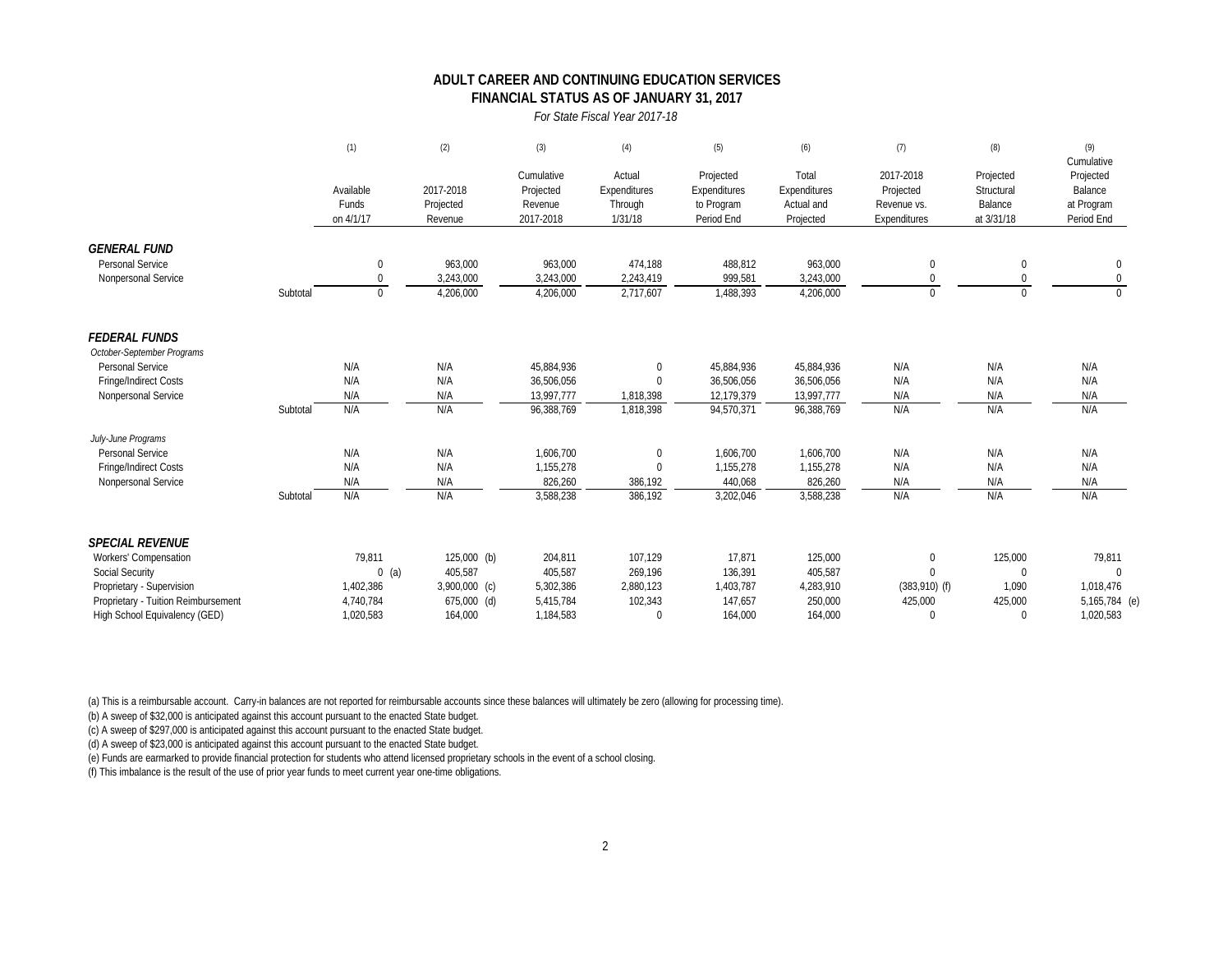## ADULT CAREER AND CONTINUING EDUCATION SERVICES
## FINANCIAL STATUS AS OF JANUARY 31, 2017

*For State Fiscal Year 2017-18*

| | | (1) Available Funds on 4/1/17 | (2) 2017-2018 Projected Revenue | (3) Cumulative Projected Revenue 2017-2018 | (4) Actual Expenditures Through 1/31/18 | (5) Projected Expenditures to Program Period End | (6) Total Expenditures Actual and Projected | (7) 2017-2018 Projected Revenue vs. Expenditures | (8) Projected Structural Balance at 3/31/18 | (9) Cumulative Projected Balance at Program Period End |
|---|---|---|---|---|---|---|---|---|---|---|
| ***GENERAL FUND*** | | | | | | | | | | |
| Personal Service | | 0 | 963,000 | 963,000 | 474,188 | 488,812 | 963,000 | 0 | 0 | 0 |
| Nonpersonal Service | | 0 | 3,243,000 | 3,243,000 | 2,243,419 | 999,581 | 3,243,000 | 0 | 0 | 0 |
| | Subtotal | 0 | 4,206,000 | 4,206,000 | 2,717,607 | 1,488,393 | 4,206,000 | 0 | 0 | 0 |
| ***FEDERAL FUNDS*** | | | | | | | | | | |
| *October-September Programs* | | | | | | | | | | |
| Personal Service | | N/A | N/A | 45,884,936 | 0 | 45,884,936 | 45,884,936 | N/A | N/A | N/A |
| Fringe/Indirect Costs | | N/A | N/A | 36,506,056 | 0 | 36,506,056 | 36,506,056 | N/A | N/A | N/A |
| Nonpersonal Service | | N/A | N/A | 13,997,777 | 1,818,398 | 12,179,379 | 13,997,777 | N/A | N/A | N/A |
| | Subtotal | N/A | N/A | 96,388,769 | 1,818,398 | 94,570,371 | 96,388,769 | N/A | N/A | N/A |
| *July-June Programs* | | | | | | | | | | |
| Personal Service | | N/A | N/A | 1,606,700 | 0 | 1,606,700 | 1,606,700 | N/A | N/A | N/A |
| Fringe/Indirect Costs | | N/A | N/A | 1,155,278 | 0 | 1,155,278 | 1,155,278 | N/A | N/A | N/A |
| Nonpersonal Service | | N/A | N/A | 826,260 | 386,192 | 440,068 | 826,260 | N/A | N/A | N/A |
| | Subtotal | N/A | N/A | 3,588,238 | 386,192 | 3,202,046 | 3,588,238 | N/A | N/A | N/A |
| ***SPECIAL REVENUE*** | | | | | | | | | | |
| Workers' Compensation | | 79,811 | 125,000 (b) | 204,811 | 107,129 | 17,871 | 125,000 | 0 | 125,000 | 79,811 |
| Social Security | | 0 (a) | 405,587 | 405,587 | 269,196 | 136,391 | 405,587 | 0 | 0 | 0 |
| Proprietary - Supervision | | 1,402,386 | 3,900,000 (c) | 5,302,386 | 2,880,123 | 1,403,787 | 4,283,910 | (383,910) (f) | 1,090 | 1,018,476 |
| Proprietary - Tuition Reimbursement | | 4,740,784 | 675,000 (d) | 5,415,784 | 102,343 | 147,657 | 250,000 | 425,000 | 425,000 | 5,165,784 (e) |
| High School Equivalency (GED) | | 1,020,583 | 164,000 | 1,184,583 | 0 | 164,000 | 164,000 | 0 | 0 | 1,020,583 |

(a) This is a reimbursable account. Carry-in balances are not reported for reimbursable accounts since these balances will ultimately be zero (allowing for processing time).

(b) A sweep of $32,000 is anticipated against this account pursuant to the enacted State budget.

(c) A sweep of $297,000 is anticipated against this account pursuant to the enacted State budget.

(d) A sweep of $23,000 is anticipated against this account pursuant to the enacted State budget.

(e) Funds are earmarked to provide financial protection for students who attend licensed proprietary schools in the event of a school closing.

(f) This imbalance is the result of the use of prior year funds to meet current year one-time obligations.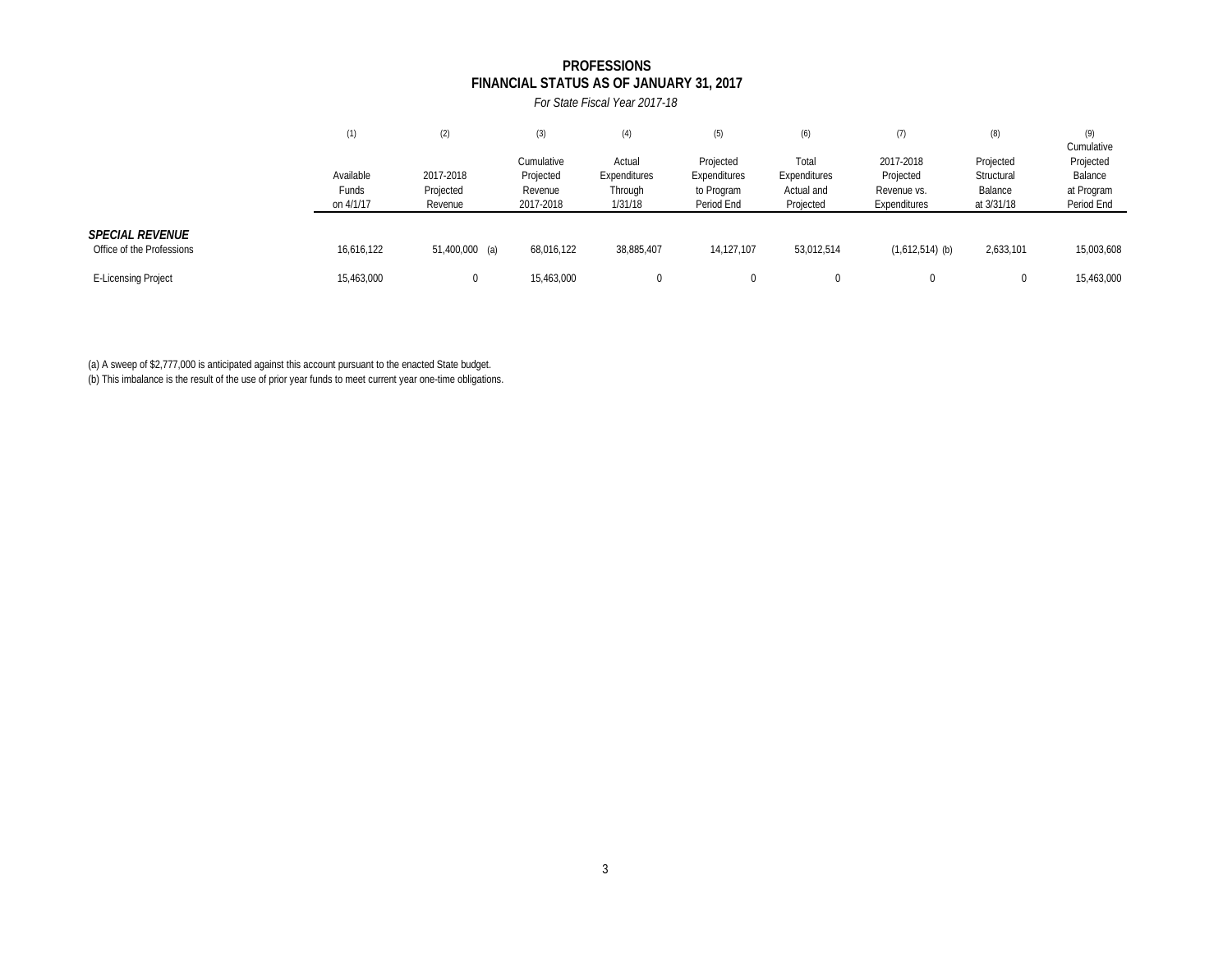# PROFESSIONS
## FINANCIAL STATUS AS OF JANUARY 31, 2017

*For State Fiscal Year 2017-18*

| | (1) Available Funds on 4/1/17 | (2) 2017-2018 Projected Revenue | (3) Cumulative Projected Revenue 2017-2018 | (4) Actual Expenditures Through 1/31/18 | (5) Projected Expenditures to Program Period End | (6) Total Expenditures Actual and Projected | (7) 2017-2018 Projected Revenue vs. Expenditures | (8) Projected Structural Balance at 3/31/18 | (9) Cumulative Projected Balance at Program Period End |
|---|---|---|---|---|---|---|---|---|---|
| ***SPECIAL REVENUE*** | | | | | | | | | |
| Office of the Professions | 16,616,122 | 51,400,000 (a) | 68,016,122 | 38,885,407 | 14,127,107 | 53,012,514 | (1,612,514) (b) | 2,633,101 | 15,003,608 |
| E-Licensing Project | 15,463,000 | 0 | 15,463,000 | 0 | 0 | 0 | 0 | 0 | 15,463,000 |

(a) A sweep of $2,777,000 is anticipated against this account pursuant to the enacted State budget.
(b) This imbalance is the result of the use of prior year funds to meet current year one-time obligations.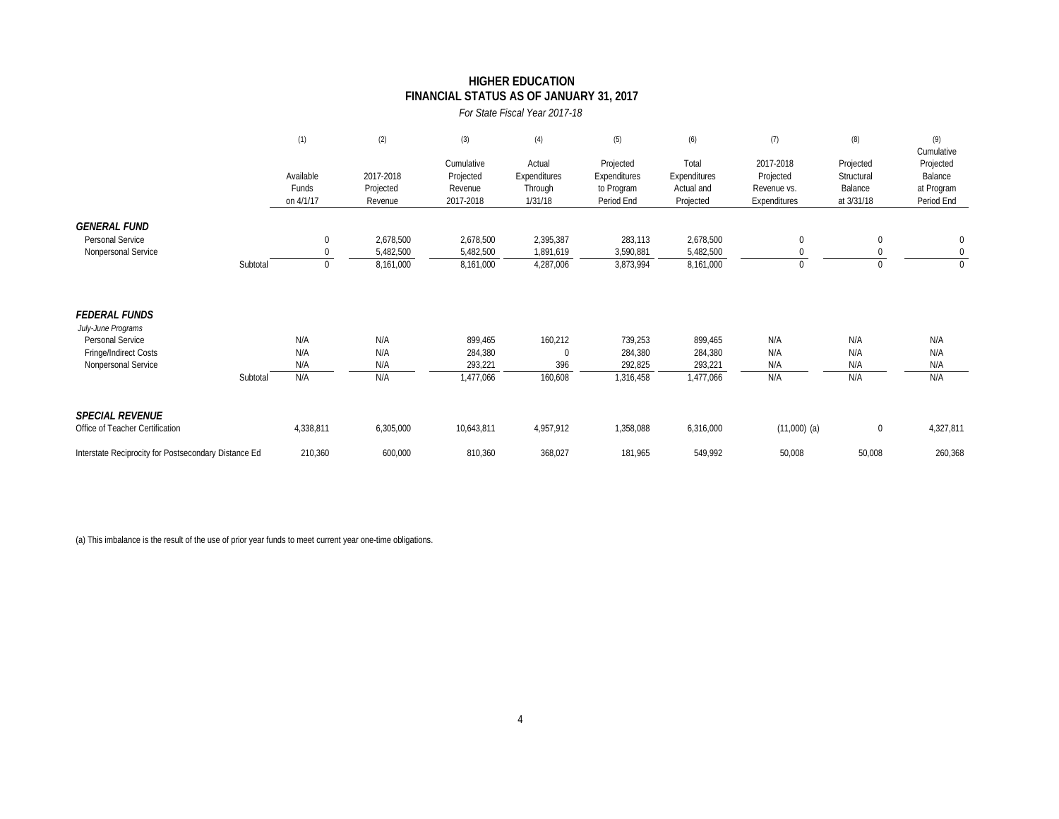## HIGHER EDUCATION
## FINANCIAL STATUS AS OF JANUARY 31, 2017

*For State Fiscal Year 2017-18*

| | (1) Available Funds on 4/1/17 | (2) 2017-2018 Projected Revenue | (3) Cumulative Projected Revenue 2017-2018 | (4) Actual Expenditures Through 1/31/18 | (5) Projected Expenditures to Program Period End | (6) Total Expenditures Actual and Projected | (7) 2017-2018 Projected Revenue vs. Expenditures | (8) Projected Structural Balance at 3/31/18 | (9) Cumulative Projected Balance at Program Period End |
|---|---|---|---|---|---|---|---|---|---|
| ***GENERAL FUND*** | | | | | | | | | |
| Personal Service | 0 | 2,678,500 | 2,678,500 | 2,395,387 | 283,113 | 2,678,500 | 0 | 0 | 0 |
| Nonpersonal Service | 0 | 5,482,500 | 5,482,500 | 1,891,619 | 3,590,881 | 5,482,500 | 0 | 0 | 0 |
| Subtotal | 0 | 8,161,000 | 8,161,000 | 4,287,006 | 3,873,994 | 8,161,000 | 0 | 0 | 0 |
| ***FEDERAL FUNDS*** | | | | | | | | | |
| *July-June Programs* | | | | | | | | | |
| Personal Service | N/A | N/A | 899,465 | 160,212 | 739,253 | 899,465 | N/A | N/A | N/A |
| Fringe/Indirect Costs | N/A | N/A | 284,380 | 0 | 284,380 | 284,380 | N/A | N/A | N/A |
| Nonpersonal Service | N/A | N/A | 293,221 | 396 | 292,825 | 293,221 | N/A | N/A | N/A |
| Subtotal | N/A | N/A | 1,477,066 | 160,608 | 1,316,458 | 1,477,066 | N/A | N/A | N/A |
| ***SPECIAL REVENUE*** | | | | | | | | | |
| Office of Teacher Certification | 4,338,811 | 6,305,000 | 10,643,811 | 4,957,912 | 1,358,088 | 6,316,000 | (11,000) (a) | 0 | 4,327,811 |
| Interstate Reciprocity for Postsecondary Distance Ed | 210,360 | 600,000 | 810,360 | 368,027 | 181,965 | 549,992 | 50,008 | 50,008 | 260,368 |

(a) This imbalance is the result of the use of prior year funds to meet current year one-time obligations.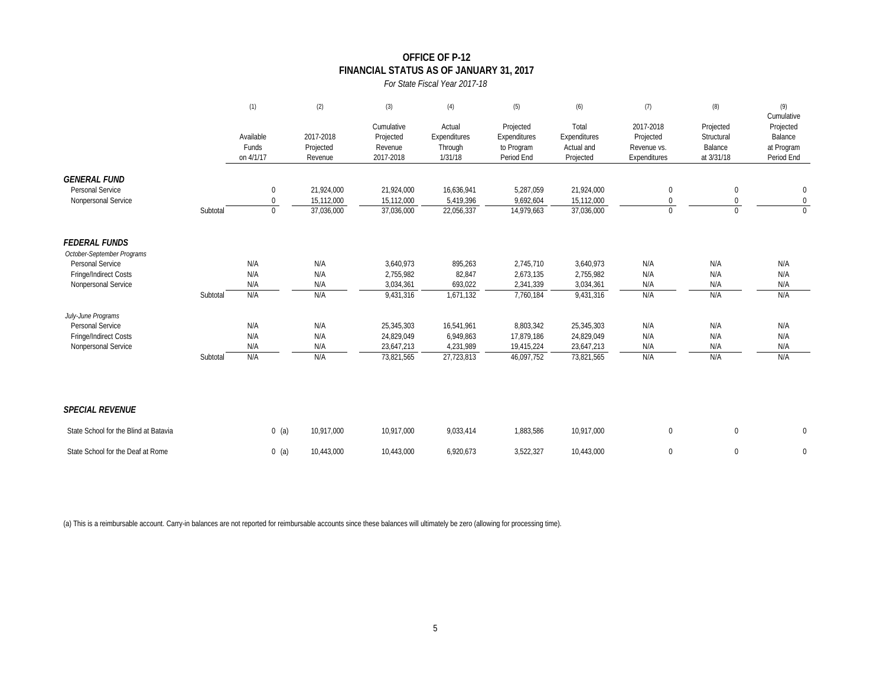# OFFICE OF P-12

## FINANCIAL STATUS AS OF JANUARY 31, 2017

*For State Fiscal Year 2017-18*

| | | (1) Available Funds on 4/1/17 | (2) 2017-2018 Projected Revenue | (3) Cumulative Projected Revenue 2017-2018 | (4) Actual Expenditures Through 1/31/18 | (5) Projected Expenditures to Program Period End | (6) Total Expenditures Actual and Projected | (7) 2017-2018 Projected Revenue vs. Expenditures | (8) Projected Structural Balance at 3/31/18 | (9) Cumulative Projected Balance at Program Period End |
|---|---|---|---|---|---|---|---|---|---|---|
| ***GENERAL FUND*** | | | | | | | | | | |
| Personal Service | | 0 | 21,924,000 | 21,924,000 | 16,636,941 | 5,287,059 | 21,924,000 | 0 | 0 | 0 |
| Nonpersonal Service | | 0 | 15,112,000 | 15,112,000 | 5,419,396 | 9,692,604 | 15,112,000 | 0 | 0 | 0 |
| | Subtotal | 0 | 37,036,000 | 37,036,000 | 22,056,337 | 14,979,663 | 37,036,000 | 0 | 0 | 0 |
| ***FEDERAL FUNDS*** | | | | | | | | | | |
| *October-September Programs* | | | | | | | | | | |
| Personal Service | | N/A | N/A | 3,640,973 | 895,263 | 2,745,710 | 3,640,973 | N/A | N/A | N/A |
| Fringe/Indirect Costs | | N/A | N/A | 2,755,982 | 82,847 | 2,673,135 | 2,755,982 | N/A | N/A | N/A |
| Nonpersonal Service | | N/A | N/A | 3,034,361 | 693,022 | 2,341,339 | 3,034,361 | N/A | N/A | N/A |
| | Subtotal | N/A | N/A | 9,431,316 | 1,671,132 | 7,760,184 | 9,431,316 | N/A | N/A | N/A |
| *July-June Programs* | | | | | | | | | | |
| Personal Service | | N/A | N/A | 25,345,303 | 16,541,961 | 8,803,342 | 25,345,303 | N/A | N/A | N/A |
| Fringe/Indirect Costs | | N/A | N/A | 24,829,049 | 6,949,863 | 17,879,186 | 24,829,049 | N/A | N/A | N/A |
| Nonpersonal Service | | N/A | N/A | 23,647,213 | 4,231,989 | 19,415,224 | 23,647,213 | N/A | N/A | N/A |
| | Subtotal | N/A | N/A | 73,821,565 | 27,723,813 | 46,097,752 | 73,821,565 | N/A | N/A | N/A |
| ***SPECIAL REVENUE*** | | | | | | | | | | |
| State School for the Blind at Batavia | | 0 (a) | 10,917,000 | 10,917,000 | 9,033,414 | 1,883,586 | 10,917,000 | 0 | 0 | 0 |
| State School for the Deaf at Rome | | 0 (a) | 10,443,000 | 10,443,000 | 6,920,673 | 3,522,327 | 10,443,000 | 0 | 0 | 0 |

(a) This is a reimbursable account. Carry-in balances are not reported for reimbursable accounts since these balances will ultimately be zero (allowing for processing time).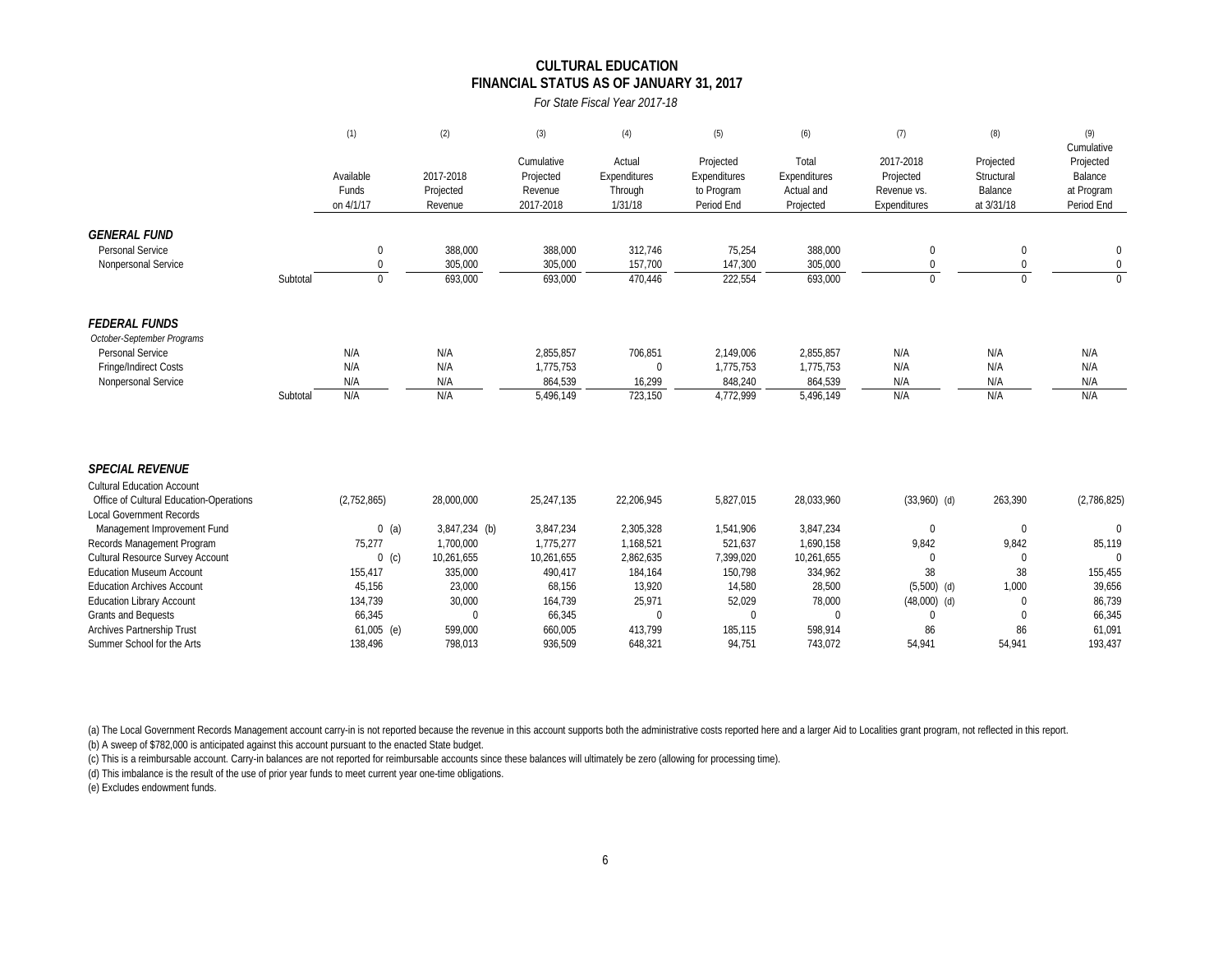# CULTURAL EDUCATION
## FINANCIAL STATUS AS OF JANUARY 31, 2017

*For State Fiscal Year 2017-18*

| | (1) Available Funds on 4/1/17 | (2) 2017-2018 Projected Revenue | (3) Cumulative Projected Revenue 2017-2018 | (4) Actual Expenditures Through 1/31/18 | (5) Projected Expenditures to Program Period End | (6) Total Expenditures Actual and Projected | (7) 2017-2018 Projected Revenue vs. Expenditures | (8) Projected Structural Balance at 3/31/18 | (9) Cumulative Projected Balance at Program Period End |
|---|---|---|---|---|---|---|---|---|---|
| ***GENERAL FUND*** | | | | | | | | | |
| Personal Service | 0 | 388,000 | 388,000 | 312,746 | 75,254 | 388,000 | 0 | 0 | 0 |
| Nonpersonal Service | 0 | 305,000 | 305,000 | 157,700 | 147,300 | 305,000 | 0 | 0 | 0 |
| Subtotal | 0 | 693,000 | 693,000 | 470,446 | 222,554 | 693,000 | 0 | 0 | 0 |
| ***FEDERAL FUNDS*** | | | | | | | | | |
| *October-September Programs* | | | | | | | | | |
| Personal Service | N/A | N/A | 2,855,857 | 706,851 | 2,149,006 | 2,855,857 | N/A | N/A | N/A |
| Fringe/Indirect Costs | N/A | N/A | 1,775,753 | 0 | 1,775,753 | 1,775,753 | N/A | N/A | N/A |
| Nonpersonal Service | N/A | N/A | 864,539 | 16,299 | 848,240 | 864,539 | N/A | N/A | N/A |
| Subtotal | N/A | N/A | 5,496,149 | 723,150 | 4,772,999 | 5,496,149 | N/A | N/A | N/A |
| ***SPECIAL REVENUE*** | | | | | | | | | |
| Cultural Education Account | | | | | | | | | |
| Office of Cultural Education-Operations | (2,752,865) | 28,000,000 | 25,247,135 | 22,206,945 | 5,827,015 | 28,033,960 | (33,960) (d) | 263,390 | (2,786,825) |
| Local Government Records | | | | | | | | | |
| Management Improvement Fund | 0 (a) | 3,847,234 (b) | 3,847,234 | 2,305,328 | 1,541,906 | 3,847,234 | 0 | 0 | 0 |
| Records Management Program | 75,277 | 1,700,000 | 1,775,277 | 1,168,521 | 521,637 | 1,690,158 | 9,842 | 9,842 | 85,119 |
| Cultural Resource Survey Account | 0 (c) | 10,261,655 | 10,261,655 | 2,862,635 | 7,399,020 | 10,261,655 | 0 | 0 | 0 |
| Education Museum Account | 155,417 | 335,000 | 490,417 | 184,164 | 150,798 | 334,962 | 38 | 38 | 155,455 |
| Education Archives Account | 45,156 | 23,000 | 68,156 | 13,920 | 14,580 | 28,500 | (5,500) (d) | 1,000 | 39,656 |
| Education Library Account | 134,739 | 30,000 | 164,739 | 25,971 | 52,029 | 78,000 | (48,000) (d) | 0 | 86,739 |
| Grants and Bequests | 66,345 | 0 | 66,345 | 0 | 0 | 0 | 0 | 0 | 66,345 |
| Archives Partnership Trust | 61,005 (e) | 599,000 | 660,005 | 413,799 | 185,115 | 598,914 | 86 | 86 | 61,091 |
| Summer School for the Arts | 138,496 | 798,013 | 936,509 | 648,321 | 94,751 | 743,072 | 54,941 | 54,941 | 193,437 |

(a) The Local Government Records Management account carry-in is not reported because the revenue in this account supports both the administrative costs reported here and a larger Aid to Localities grant program, not reflected in this report.

(b) A sweep of $782,000 is anticipated against this account pursuant to the enacted State budget.

(c) This is a reimbursable account. Carry-in balances are not reported for reimbursable accounts since these balances will ultimately be zero (allowing for processing time).

(d) This imbalance is the result of the use of prior year funds to meet current year one-time obligations.

(e) Excludes endowment funds.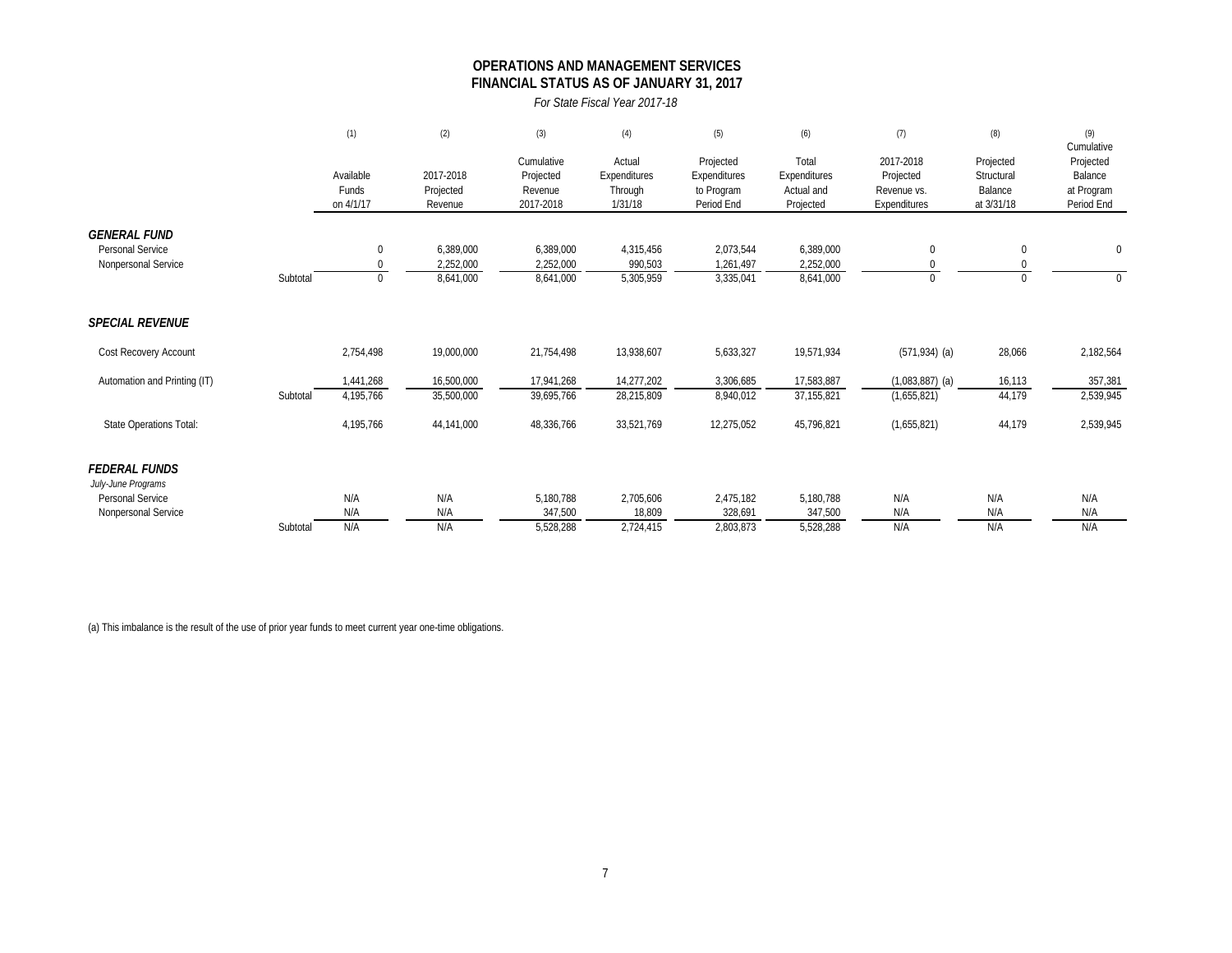# OPERATIONS AND MANAGEMENT SERVICES
## FINANCIAL STATUS AS OF JANUARY 31, 2017

*For State Fiscal Year 2017-18*

| | | (1) Available Funds on 4/1/17 | (2) 2017-2018 Projected Revenue | (3) Cumulative Projected Revenue 2017-2018 | (4) Actual Expenditures Through 1/31/18 | (5) Projected Expenditures to Program Period End | (6) Total Expenditures Actual and Projected | (7) 2017-2018 Projected Revenue vs. Expenditures | (8) Projected Structural Balance at 3/31/18 | (9) Cumulative Projected Balance at Program Period End |
|---|---|---|---|---|---|---|---|---|---|---|
| ***GENERAL FUND*** | | | | | | | | | | |
| Personal Service | | 0 | 6,389,000 | 6,389,000 | 4,315,456 | 2,073,544 | 6,389,000 | 0 | 0 | 0 |
| Nonpersonal Service | | 0 | 2,252,000 | 2,252,000 | 990,503 | 1,261,497 | 2,252,000 | 0 | 0 | |
| | Subtotal | 0 | 8,641,000 | 8,641,000 | 5,305,959 | 3,335,041 | 8,641,000 | 0 | 0 | 0 |
| ***SPECIAL REVENUE*** | | | | | | | | | | |
| Cost Recovery Account | | 2,754,498 | 19,000,000 | 21,754,498 | 13,938,607 | 5,633,327 | 19,571,934 | (571,934) (a) | 28,066 | 2,182,564 |
| Automation and Printing (IT) | | 1,441,268 | 16,500,000 | 17,941,268 | 14,277,202 | 3,306,685 | 17,583,887 | (1,083,887) (a) | 16,113 | 357,381 |
| | Subtotal | 4,195,766 | 35,500,000 | 39,695,766 | 28,215,809 | 8,940,012 | 37,155,821 | (1,655,821) | 44,179 | 2,539,945 |
| State Operations Total: | | 4,195,766 | 44,141,000 | 48,336,766 | 33,521,769 | 12,275,052 | 45,796,821 | (1,655,821) | 44,179 | 2,539,945 |
| ***FEDERAL FUNDS*** | | | | | | | | | | |
| *July-June Programs* | | | | | | | | | | |
| Personal Service | | N/A | N/A | 5,180,788 | 2,705,606 | 2,475,182 | 5,180,788 | N/A | N/A | N/A |
| Nonpersonal Service | | N/A | N/A | 347,500 | 18,809 | 328,691 | 347,500 | N/A | N/A | N/A |
| | Subtotal | N/A | N/A | 5,528,288 | 2,724,415 | 2,803,873 | 5,528,288 | N/A | N/A | N/A |

(a) This imbalance is the result of the use of prior year funds to meet current year one-time obligations.